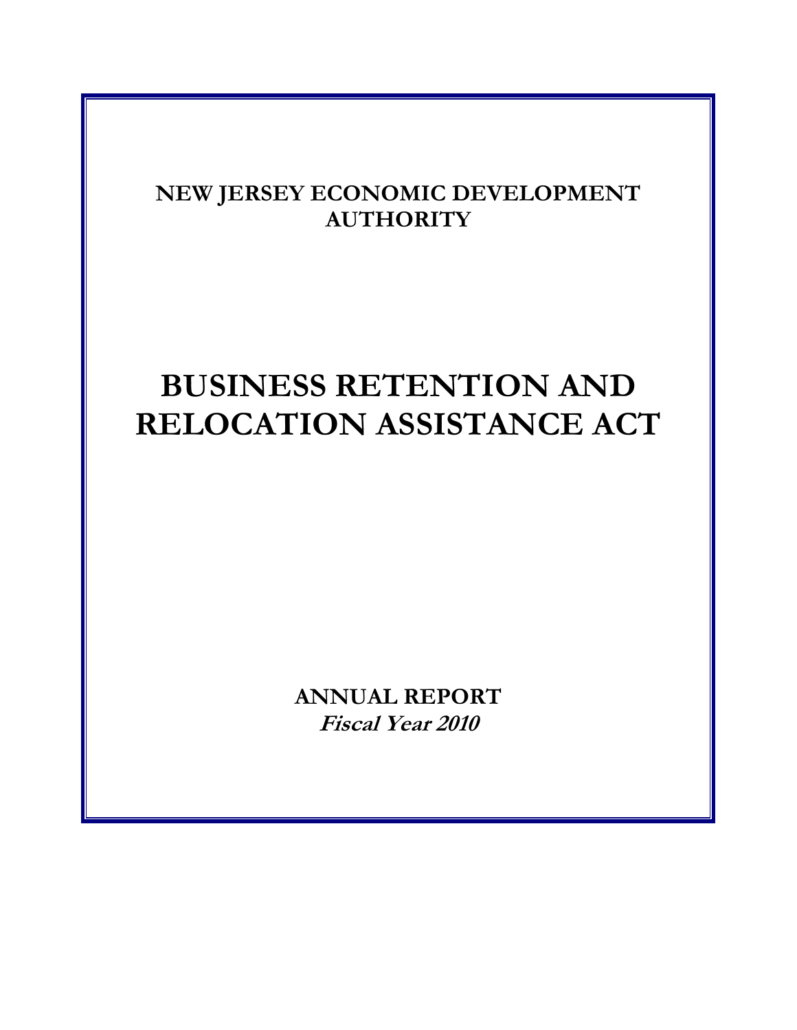**NEW JERSEY ECONOMIC DEVELOPMENT AUTHORITY**

# BUSINESS RETENTION AND RELOCATION ASSISTANCE ACT

**ANNUAL REPORT**
***Fiscal Year 2010***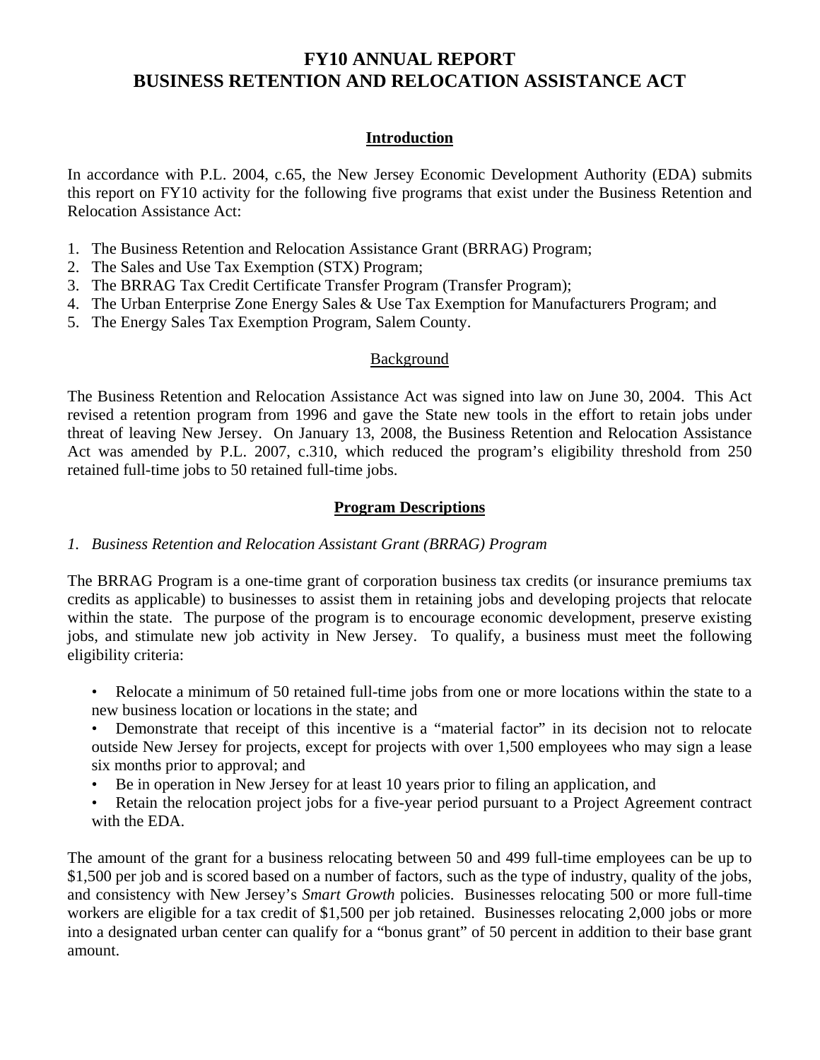# FY10 ANNUAL REPORT
# BUSINESS RETENTION AND RELOCATION ASSISTANCE ACT

## Introduction

In accordance with P.L. 2004, c.65, the New Jersey Economic Development Authority (EDA) submits this report on FY10 activity for the following five programs that exist under the Business Retention and Relocation Assistance Act:

1. The Business Retention and Relocation Assistance Grant (BRRAG) Program;
2. The Sales and Use Tax Exemption (STX) Program;
3. The BRRAG Tax Credit Certificate Transfer Program (Transfer Program);
4. The Urban Enterprise Zone Energy Sales & Use Tax Exemption for Manufacturers Program; and
5. The Energy Sales Tax Exemption Program, Salem County.

### Background

The Business Retention and Relocation Assistance Act was signed into law on June 30, 2004. This Act revised a retention program from 1996 and gave the State new tools in the effort to retain jobs under threat of leaving New Jersey. On January 13, 2008, the Business Retention and Relocation Assistance Act was amended by P.L. 2007, c.310, which reduced the program's eligibility threshold from 250 retained full-time jobs to 50 retained full-time jobs.

## Program Descriptions

### *1. Business Retention and Relocation Assistant Grant (BRRAG) Program*

The BRRAG Program is a one-time grant of corporation business tax credits (or insurance premiums tax credits as applicable) to businesses to assist them in retaining jobs and developing projects that relocate within the state. The purpose of the program is to encourage economic development, preserve existing jobs, and stimulate new job activity in New Jersey. To qualify, a business must meet the following eligibility criteria:

- Relocate a minimum of 50 retained full-time jobs from one or more locations within the state to a new business location or locations in the state; and
- Demonstrate that receipt of this incentive is a "material factor" in its decision not to relocate outside New Jersey for projects, except for projects with over 1,500 employees who may sign a lease six months prior to approval; and
- Be in operation in New Jersey for at least 10 years prior to filing an application, and
- Retain the relocation project jobs for a five-year period pursuant to a Project Agreement contract with the EDA.

The amount of the grant for a business relocating between 50 and 499 full-time employees can be up to $1,500 per job and is scored based on a number of factors, such as the type of industry, quality of the jobs, and consistency with New Jersey's *Smart Growth* policies. Businesses relocating 500 or more full-time workers are eligible for a tax credit of $1,500 per job retained. Businesses relocating 2,000 jobs or more into a designated urban center can qualify for a "bonus grant" of 50 percent in addition to their base grant amount.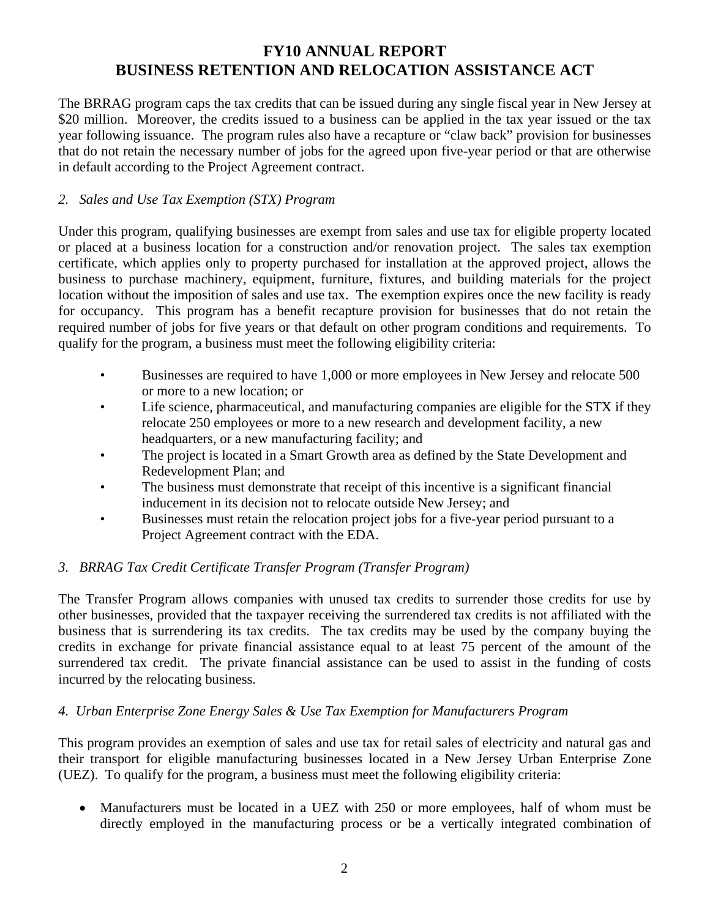# FY10 ANNUAL REPORT
# BUSINESS RETENTION AND RELOCATION ASSISTANCE ACT

The BRRAG program caps the tax credits that can be issued during any single fiscal year in New Jersey at $20 million. Moreover, the credits issued to a business can be applied in the tax year issued or the tax year following issuance. The program rules also have a recapture or "claw back" provision for businesses that do not retain the necessary number of jobs for the agreed upon five-year period or that are otherwise in default according to the Project Agreement contract.

*2. Sales and Use Tax Exemption (STX) Program*

Under this program, qualifying businesses are exempt from sales and use tax for eligible property located or placed at a business location for a construction and/or renovation project. The sales tax exemption certificate, which applies only to property purchased for installation at the approved project, allows the business to purchase machinery, equipment, furniture, fixtures, and building materials for the project location without the imposition of sales and use tax. The exemption expires once the new facility is ready for occupancy. This program has a benefit recapture provision for businesses that do not retain the required number of jobs for five years or that default on other program conditions and requirements. To qualify for the program, a business must meet the following eligibility criteria:

- Businesses are required to have 1,000 or more employees in New Jersey and relocate 500 or more to a new location; or
- Life science, pharmaceutical, and manufacturing companies are eligible for the STX if they relocate 250 employees or more to a new research and development facility, a new headquarters, or a new manufacturing facility; and
- The project is located in a Smart Growth area as defined by the State Development and Redevelopment Plan; and
- The business must demonstrate that receipt of this incentive is a significant financial inducement in its decision not to relocate outside New Jersey; and
- Businesses must retain the relocation project jobs for a five-year period pursuant to a Project Agreement contract with the EDA.

*3. BRRAG Tax Credit Certificate Transfer Program (Transfer Program)*

The Transfer Program allows companies with unused tax credits to surrender those credits for use by other businesses, provided that the taxpayer receiving the surrendered tax credits is not affiliated with the business that is surrendering its tax credits. The tax credits may be used by the company buying the credits in exchange for private financial assistance equal to at least 75 percent of the amount of the surrendered tax credit. The private financial assistance can be used to assist in the funding of costs incurred by the relocating business.

*4. Urban Enterprise Zone Energy Sales & Use Tax Exemption for Manufacturers Program*

This program provides an exemption of sales and use tax for retail sales of electricity and natural gas and their transport for eligible manufacturing businesses located in a New Jersey Urban Enterprise Zone (UEZ). To qualify for the program, a business must meet the following eligibility criteria:

- Manufacturers must be located in a UEZ with 250 or more employees, half of whom must be directly employed in the manufacturing process or be a vertically integrated combination of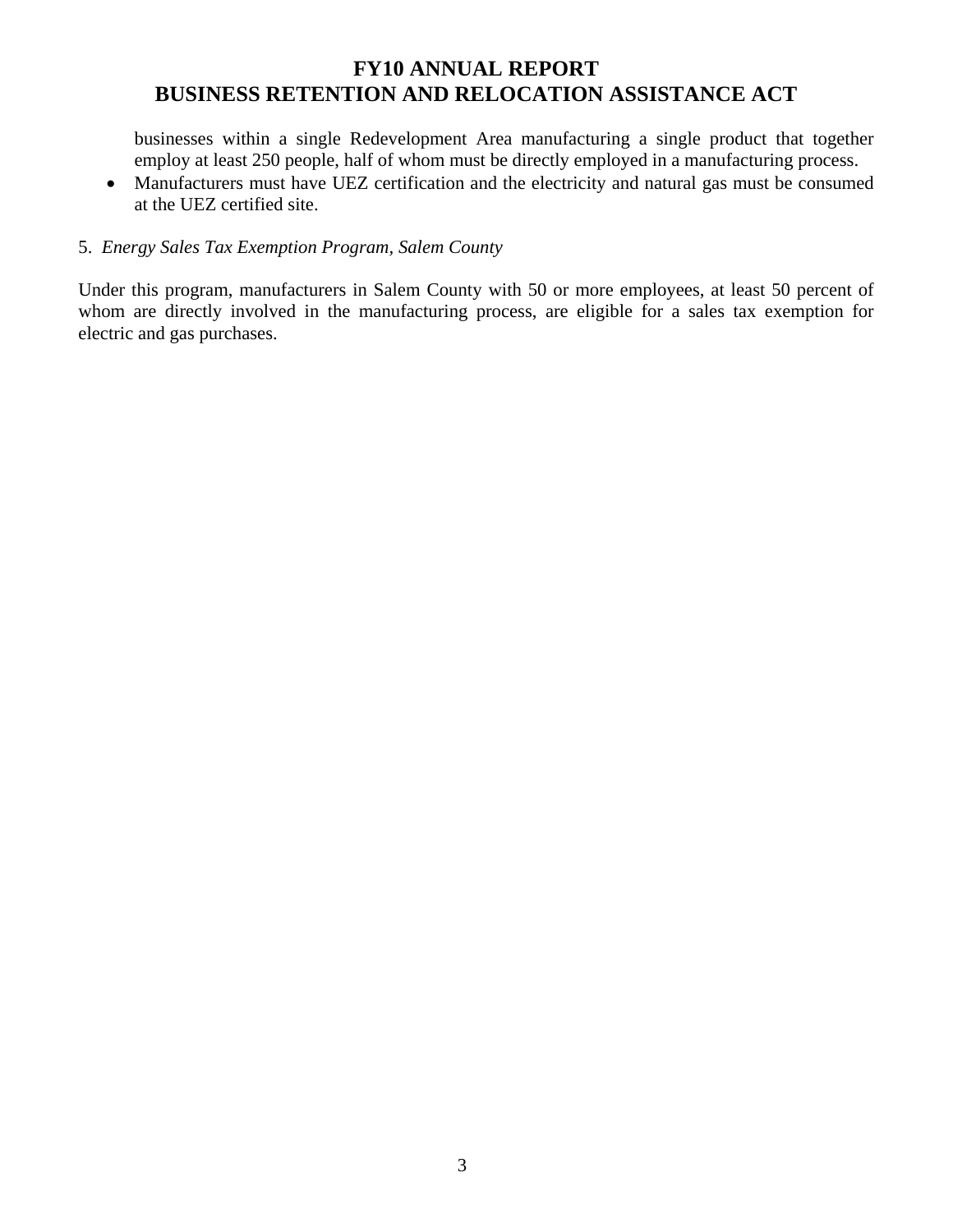businesses within a single Redevelopment Area manufacturing a single product that together employ at least 250 people, half of whom must be directly employed in a manufacturing process.

- Manufacturers must have UEZ certification and the electricity and natural gas must be consumed at the UEZ certified site.

5. *Energy Sales Tax Exemption Program, Salem County*

Under this program, manufacturers in Salem County with 50 or more employees, at least 50 percent of whom are directly involved in the manufacturing process, are eligible for a sales tax exemption for electric and gas purchases.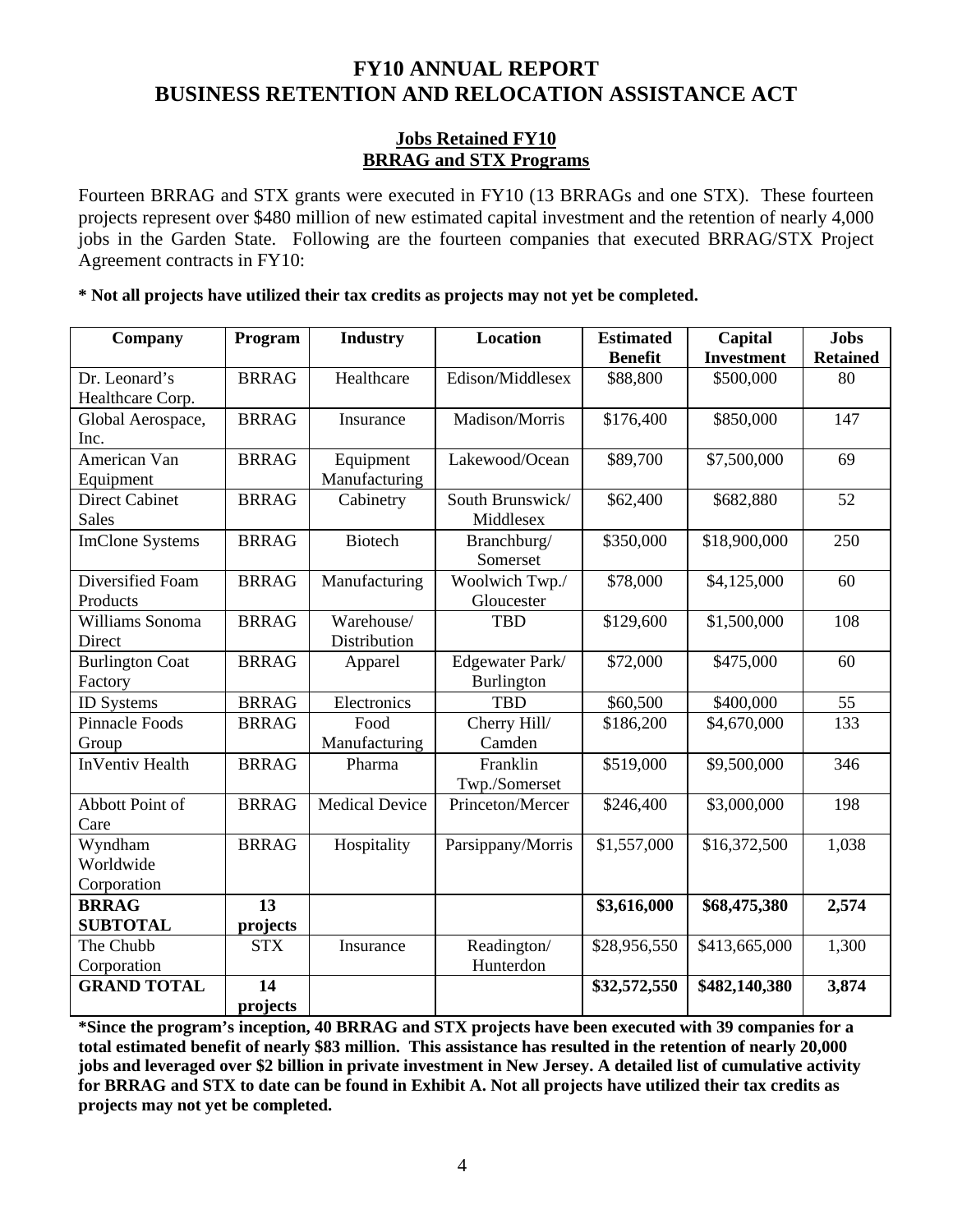# FY10 ANNUAL REPORT
# BUSINESS RETENTION AND RELOCATION ASSISTANCE ACT

## Jobs Retained FY10
## BRRAG and STX Programs

Fourteen BRRAG and STX grants were executed in FY10 (13 BRRAGs and one STX). These fourteen projects represent over $480 million of new estimated capital investment and the retention of nearly 4,000 jobs in the Garden State. Following are the fourteen companies that executed BRRAG/STX Project Agreement contracts in FY10:

**\* Not all projects have utilized their tax credits as projects may not yet be completed.**

| Company | Program | Industry | Location | Estimated Benefit | Capital Investment | Jobs Retained |
|---|---|---|---|---|---|---|
| Dr. Leonard's Healthcare Corp. | BRRAG | Healthcare | Edison/Middlesex | $88,800 | $500,000 | 80 |
| Global Aerospace, Inc. | BRRAG | Insurance | Madison/Morris | $176,400 | $850,000 | 147 |
| American Van Equipment | BRRAG | Equipment Manufacturing | Lakewood/Ocean | $89,700 | $7,500,000 | 69 |
| Direct Cabinet Sales | BRRAG | Cabinetry | South Brunswick/ Middlesex | $62,400 | $682,880 | 52 |
| ImClone Systems | BRRAG | Biotech | Branchburg/ Somerset | $350,000 | $18,900,000 | 250 |
| Diversified Foam Products | BRRAG | Manufacturing | Woolwich Twp./ Gloucester | $78,000 | $4,125,000 | 60 |
| Williams Sonoma Direct | BRRAG | Warehouse/ Distribution | TBD | $129,600 | $1,500,000 | 108 |
| Burlington Coat Factory | BRRAG | Apparel | Edgewater Park/ Burlington | $72,000 | $475,000 | 60 |
| ID Systems | BRRAG | Electronics | TBD | $60,500 | $400,000 | 55 |
| Pinnacle Foods Group | BRRAG | Food Manufacturing | Cherry Hill/ Camden | $186,200 | $4,670,000 | 133 |
| InVentiv Health | BRRAG | Pharma | Franklin Twp./Somerset | $519,000 | $9,500,000 | 346 |
| Abbott Point of Care | BRRAG | Medical Device | Princeton/Mercer | $246,400 | $3,000,000 | 198 |
| Wyndham Worldwide Corporation | BRRAG | Hospitality | Parsippany/Morris | $1,557,000 | $16,372,500 | 1,038 |
| **BRRAG SUBTOTAL** | **13 projects** | | | **$3,616,000** | **$68,475,380** | **2,574** |
| The Chubb Corporation | STX | Insurance | Readington/ Hunterdon | $28,956,550 | $413,665,000 | 1,300 |
| **GRAND TOTAL** | **14 projects** | | | **$32,572,550** | **$482,140,380** | **3,874** |

**\*Since the program's inception, 40 BRRAG and STX projects have been executed with 39 companies for a total estimated benefit of nearly $83 million. This assistance has resulted in the retention of nearly 20,000 jobs and leveraged over $2 billion in private investment in New Jersey. A detailed list of cumulative activity for BRRAG and STX to date can be found in Exhibit A. Not all projects have utilized their tax credits as projects may not yet be completed.**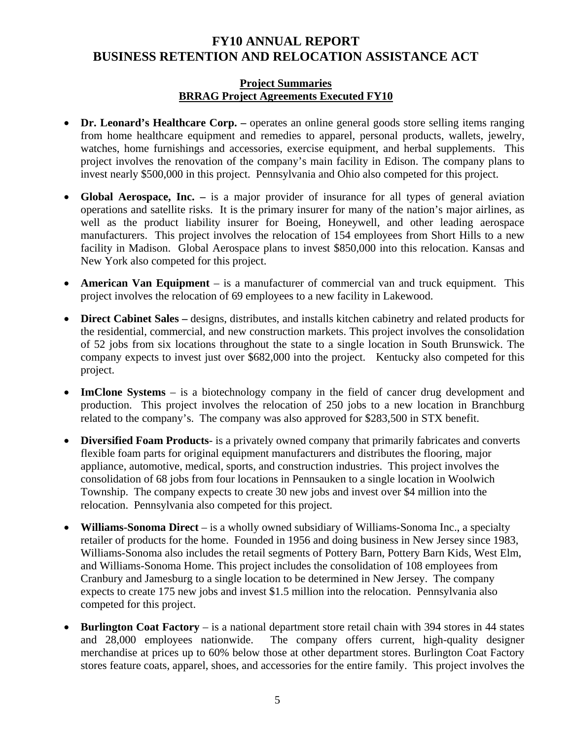# FY10 ANNUAL REPORT
# BUSINESS RETENTION AND RELOCATION ASSISTANCE ACT

## Project Summaries
## BRRAG Project Agreements Executed FY10

- **Dr. Leonard's Healthcare Corp. –** operates an online general goods store selling items ranging from home healthcare equipment and remedies to apparel, personal products, wallets, jewelry, watches, home furnishings and accessories, exercise equipment, and herbal supplements. This project involves the renovation of the company's main facility in Edison. The company plans to invest nearly $500,000 in this project. Pennsylvania and Ohio also competed for this project.

- **Global Aerospace, Inc. –** is a major provider of insurance for all types of general aviation operations and satellite risks. It is the primary insurer for many of the nation's major airlines, as well as the product liability insurer for Boeing, Honeywell, and other leading aerospace manufacturers. This project involves the relocation of 154 employees from Short Hills to a new facility in Madison. Global Aerospace plans to invest $850,000 into this relocation. Kansas and New York also competed for this project.

- **American Van Equipment** – is a manufacturer of commercial van and truck equipment. This project involves the relocation of 69 employees to a new facility in Lakewood.

- **Direct Cabinet Sales –** designs, distributes, and installs kitchen cabinetry and related products for the residential, commercial, and new construction markets. This project involves the consolidation of 52 jobs from six locations throughout the state to a single location in South Brunswick. The company expects to invest just over $682,000 into the project. Kentucky also competed for this project.

- **ImClone Systems** – is a biotechnology company in the field of cancer drug development and production. This project involves the relocation of 250 jobs to a new location in Branchburg related to the company's. The company was also approved for $283,500 in STX benefit.

- **Diversified Foam Products**- is a privately owned company that primarily fabricates and converts flexible foam parts for original equipment manufacturers and distributes the flooring, major appliance, automotive, medical, sports, and construction industries. This project involves the consolidation of 68 jobs from four locations in Pennsauken to a single location in Woolwich Township. The company expects to create 30 new jobs and invest over $4 million into the relocation. Pennsylvania also competed for this project.

- **Williams-Sonoma Direct** – is a wholly owned subsidiary of Williams-Sonoma Inc., a specialty retailer of products for the home. Founded in 1956 and doing business in New Jersey since 1983, Williams-Sonoma also includes the retail segments of Pottery Barn, Pottery Barn Kids, West Elm, and Williams-Sonoma Home. This project includes the consolidation of 108 employees from Cranbury and Jamesburg to a single location to be determined in New Jersey. The company expects to create 175 new jobs and invest $1.5 million into the relocation. Pennsylvania also competed for this project.

- **Burlington Coat Factory** – is a national department store retail chain with 394 stores in 44 states and 28,000 employees nationwide. The company offers current, high-quality designer merchandise at prices up to 60% below those at other department stores. Burlington Coat Factory stores feature coats, apparel, shoes, and accessories for the entire family. This project involves the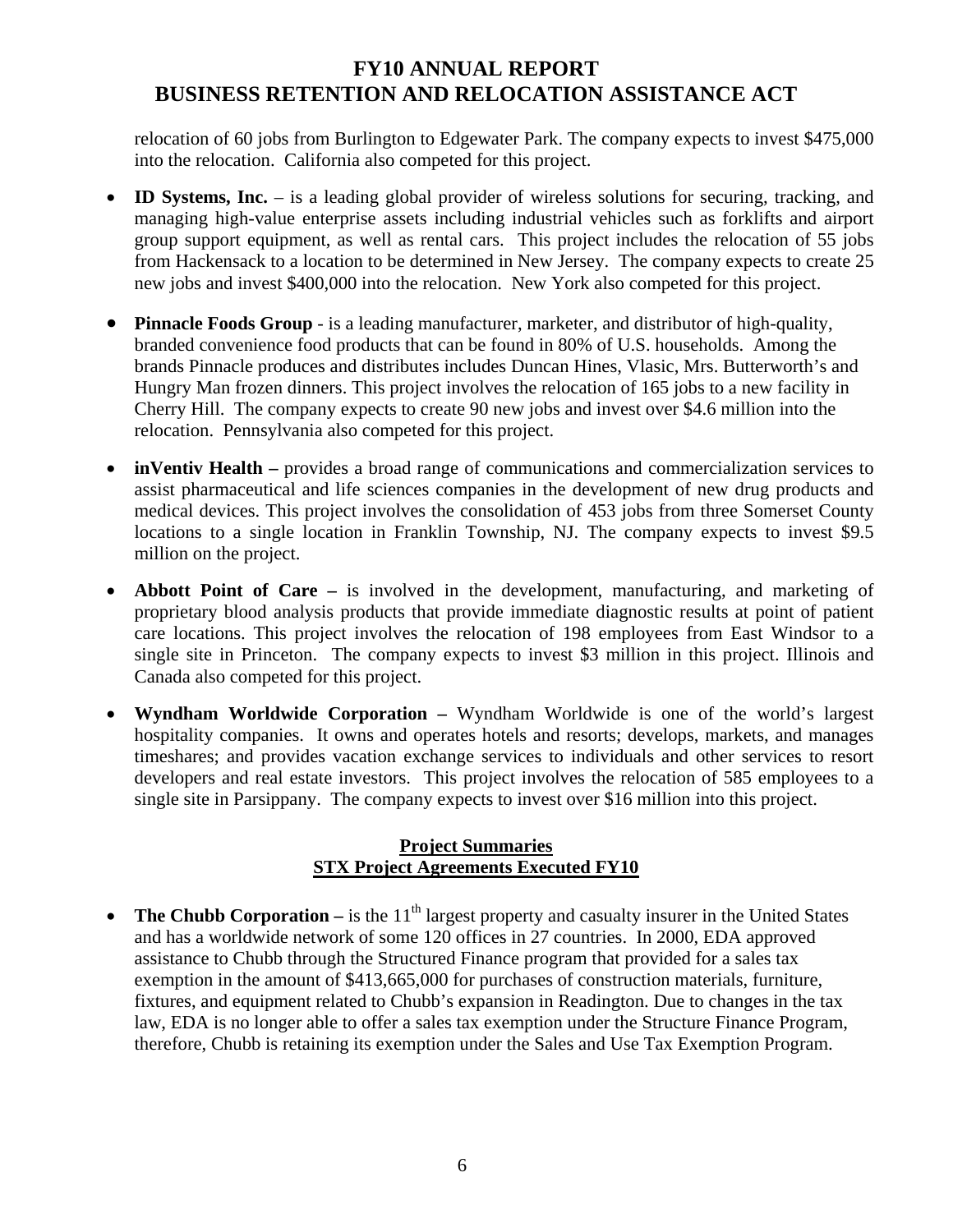relocation of 60 jobs from Burlington to Edgewater Park. The company expects to invest $475,000 into the relocation. California also competed for this project.

- **ID Systems, Inc.** – is a leading global provider of wireless solutions for securing, tracking, and managing high-value enterprise assets including industrial vehicles such as forklifts and airport group support equipment, as well as rental cars. This project includes the relocation of 55 jobs from Hackensack to a location to be determined in New Jersey. The company expects to create 25 new jobs and invest $400,000 into the relocation. New York also competed for this project.

- **Pinnacle Foods Group** - is a leading manufacturer, marketer, and distributor of high-quality, branded convenience food products that can be found in 80% of U.S. households. Among the brands Pinnacle produces and distributes includes Duncan Hines, Vlasic, Mrs. Butterworth's and Hungry Man frozen dinners. This project involves the relocation of 165 jobs to a new facility in Cherry Hill. The company expects to create 90 new jobs and invest over $4.6 million into the relocation. Pennsylvania also competed for this project.

- **inVentiv Health –** provides a broad range of communications and commercialization services to assist pharmaceutical and life sciences companies in the development of new drug products and medical devices. This project involves the consolidation of 453 jobs from three Somerset County locations to a single location in Franklin Township, NJ. The company expects to invest $9.5 million on the project.

- **Abbott Point of Care –** is involved in the development, manufacturing, and marketing of proprietary blood analysis products that provide immediate diagnostic results at point of patient care locations. This project involves the relocation of 198 employees from East Windsor to a single site in Princeton. The company expects to invest $3 million in this project. Illinois and Canada also competed for this project.

- **Wyndham Worldwide Corporation –** Wyndham Worldwide is one of the world's largest hospitality companies. It owns and operates hotels and resorts; develops, markets, and manages timeshares; and provides vacation exchange services to individuals and other services to resort developers and real estate investors. This project involves the relocation of 585 employees to a single site in Parsippany. The company expects to invest over $16 million into this project.

## Project Summaries
## STX Project Agreements Executed FY10

- **The Chubb Corporation –** is the 11th largest property and casualty insurer in the United States and has a worldwide network of some 120 offices in 27 countries. In 2000, EDA approved assistance to Chubb through the Structured Finance program that provided for a sales tax exemption in the amount of $413,665,000 for purchases of construction materials, furniture, fixtures, and equipment related to Chubb's expansion in Readington. Due to changes in the tax law, EDA is no longer able to offer a sales tax exemption under the Structure Finance Program, therefore, Chubb is retaining its exemption under the Sales and Use Tax Exemption Program.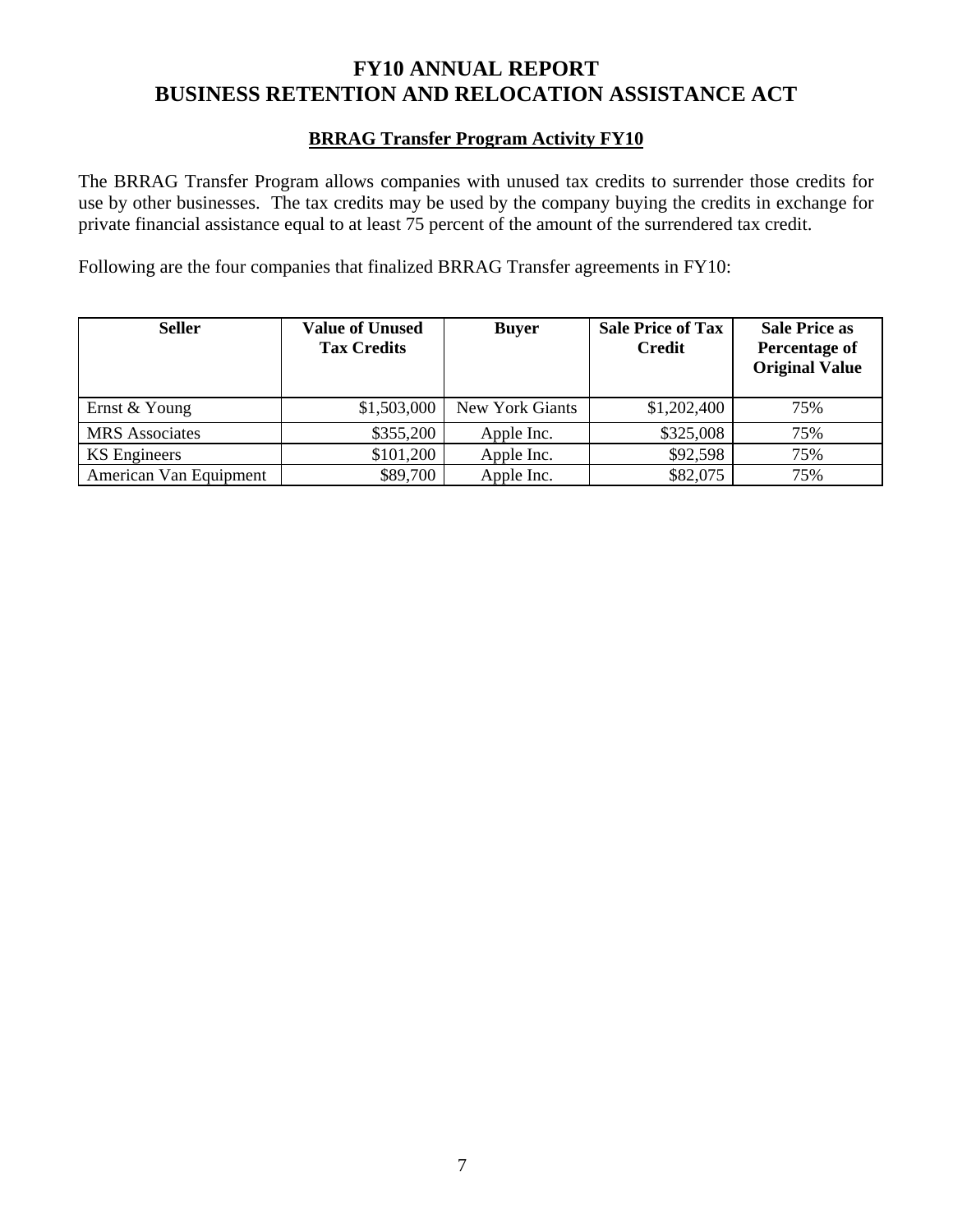# FY10 ANNUAL REPORT
# BUSINESS RETENTION AND RELOCATION ASSISTANCE ACT

## BRRAG Transfer Program Activity FY10

The BRRAG Transfer Program allows companies with unused tax credits to surrender those credits for use by other businesses. The tax credits may be used by the company buying the credits in exchange for private financial assistance equal to at least 75 percent of the amount of the surrendered tax credit.

Following are the four companies that finalized BRRAG Transfer agreements in FY10:

| Seller | Value of Unused Tax Credits | Buyer | Sale Price of Tax Credit | Sale Price as Percentage of Original Value |
|---|---|---|---|---|
| Ernst & Young | \$1,503,000 | New York Giants | \$1,202,400 | 75% |
| MRS Associates | \$355,200 | Apple Inc. | \$325,008 | 75% |
| KS Engineers | \$101,200 | Apple Inc. | \$92,598 | 75% |
| American Van Equipment | \$89,700 | Apple Inc. | \$82,075 | 75% |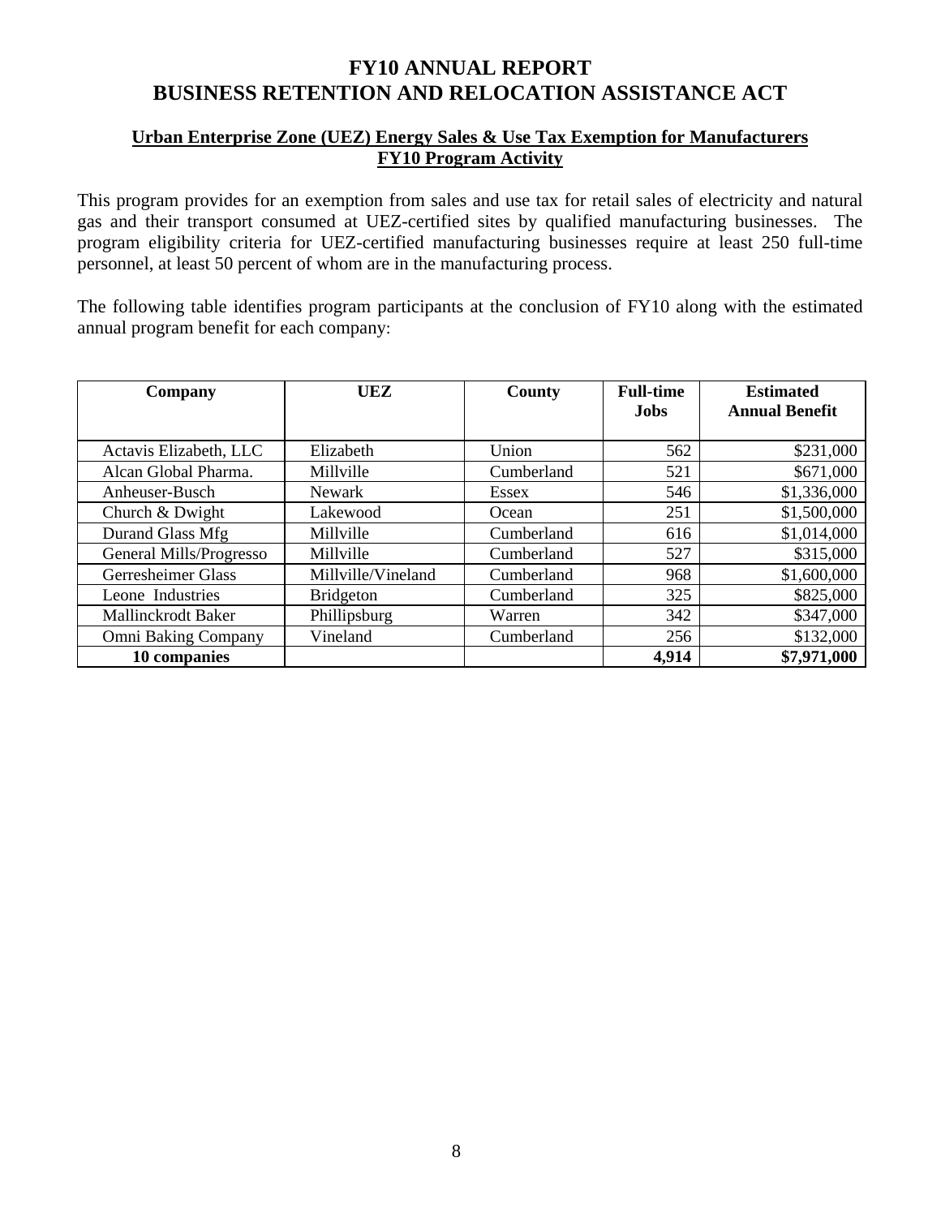# FY10 ANNUAL REPORT
# BUSINESS RETENTION AND RELOCATION ASSISTANCE ACT

## Urban Enterprise Zone (UEZ) Energy Sales & Use Tax Exemption for Manufacturers
## FY10 Program Activity

This program provides for an exemption from sales and use tax for retail sales of electricity and natural gas and their transport consumed at UEZ-certified sites by qualified manufacturing businesses. The program eligibility criteria for UEZ-certified manufacturing businesses require at least 250 full-time personnel, at least 50 percent of whom are in the manufacturing process.

The following table identifies program participants at the conclusion of FY10 along with the estimated annual program benefit for each company:

| Company | UEZ | County | Full-time Jobs | Estimated Annual Benefit |
|---|---|---|---:|---:|
| Actavis Elizabeth, LLC | Elizabeth | Union | 562 | $231,000 |
| Alcan Global Pharma. | Millville | Cumberland | 521 | $671,000 |
| Anheuser-Busch | Newark | Essex | 546 | $1,336,000 |
| Church & Dwight | Lakewood | Ocean | 251 | $1,500,000 |
| Durand Glass Mfg | Millville | Cumberland | 616 | $1,014,000 |
| General Mills/Progresso | Millville | Cumberland | 527 | $315,000 |
| Gerresheimer Glass | Millville/Vineland | Cumberland | 968 | $1,600,000 |
| Leone Industries | Bridgeton | Cumberland | 325 | $825,000 |
| Mallinckrodt Baker | Phillipsburg | Warren | 342 | $347,000 |
| Omni Baking Company | Vineland | Cumberland | 256 | $132,000 |
| **10 companies** | | | **4,914** | **$7,971,000** |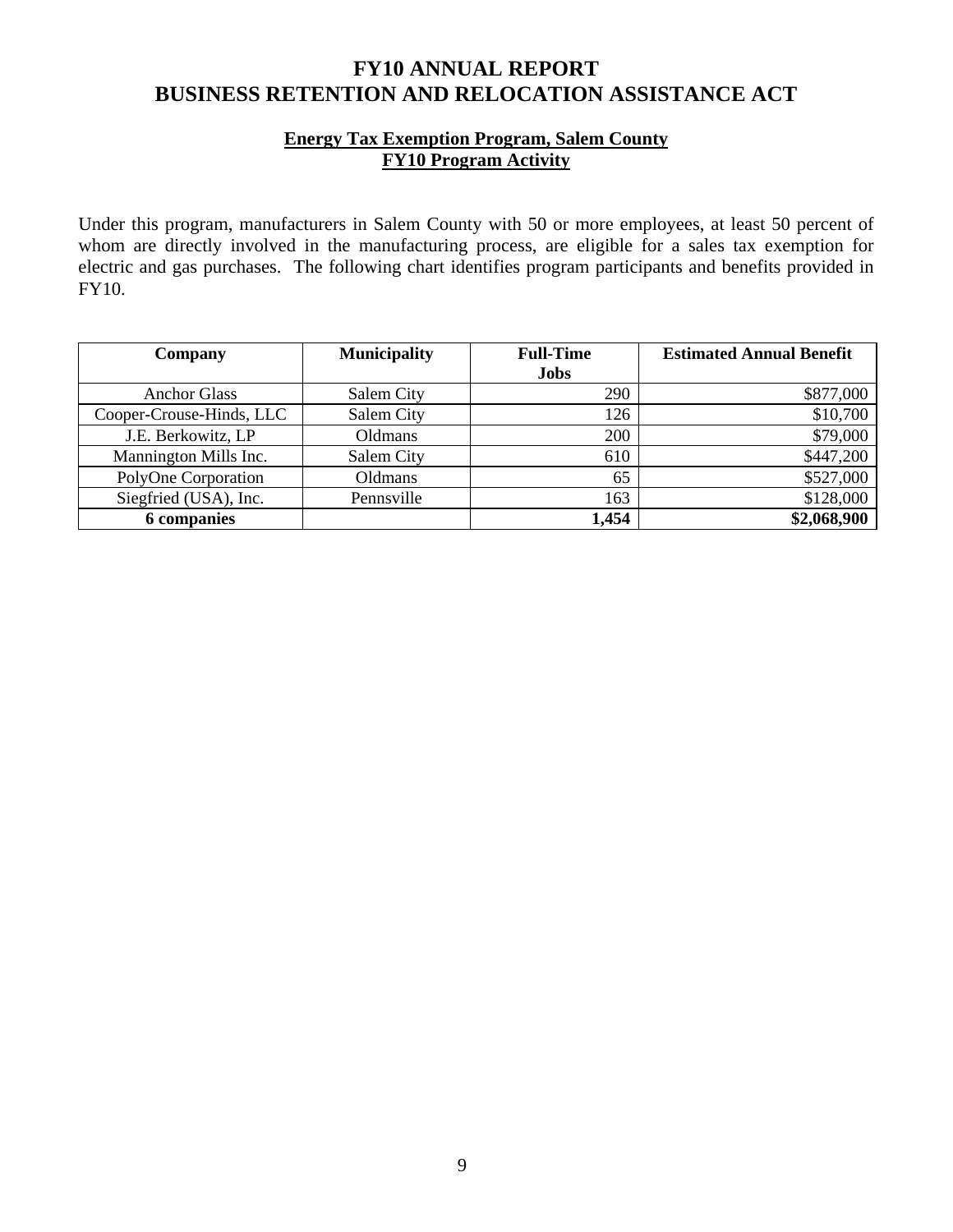# FY10 ANNUAL REPORT
# BUSINESS RETENTION AND RELOCATION ASSISTANCE ACT

## Energy Tax Exemption Program, Salem County
## FY10 Program Activity

Under this program, manufacturers in Salem County with 50 or more employees, at least 50 percent of whom are directly involved in the manufacturing process, are eligible for a sales tax exemption for electric and gas purchases. The following chart identifies program participants and benefits provided in FY10.

| Company | Municipality | Full-Time Jobs | Estimated Annual Benefit |
|---|---|---|---|
| Anchor Glass | Salem City | 290 | $877,000 |
| Cooper-Crouse-Hinds, LLC | Salem City | 126 | $10,700 |
| J.E. Berkowitz, LP | Oldmans | 200 | $79,000 |
| Mannington Mills Inc. | Salem City | 610 | $447,200 |
| PolyOne Corporation | Oldmans | 65 | $527,000 |
| Siegfried (USA), Inc. | Pennsville | 163 | $128,000 |
| **6 companies** | | **1,454** | **$2,068,900** |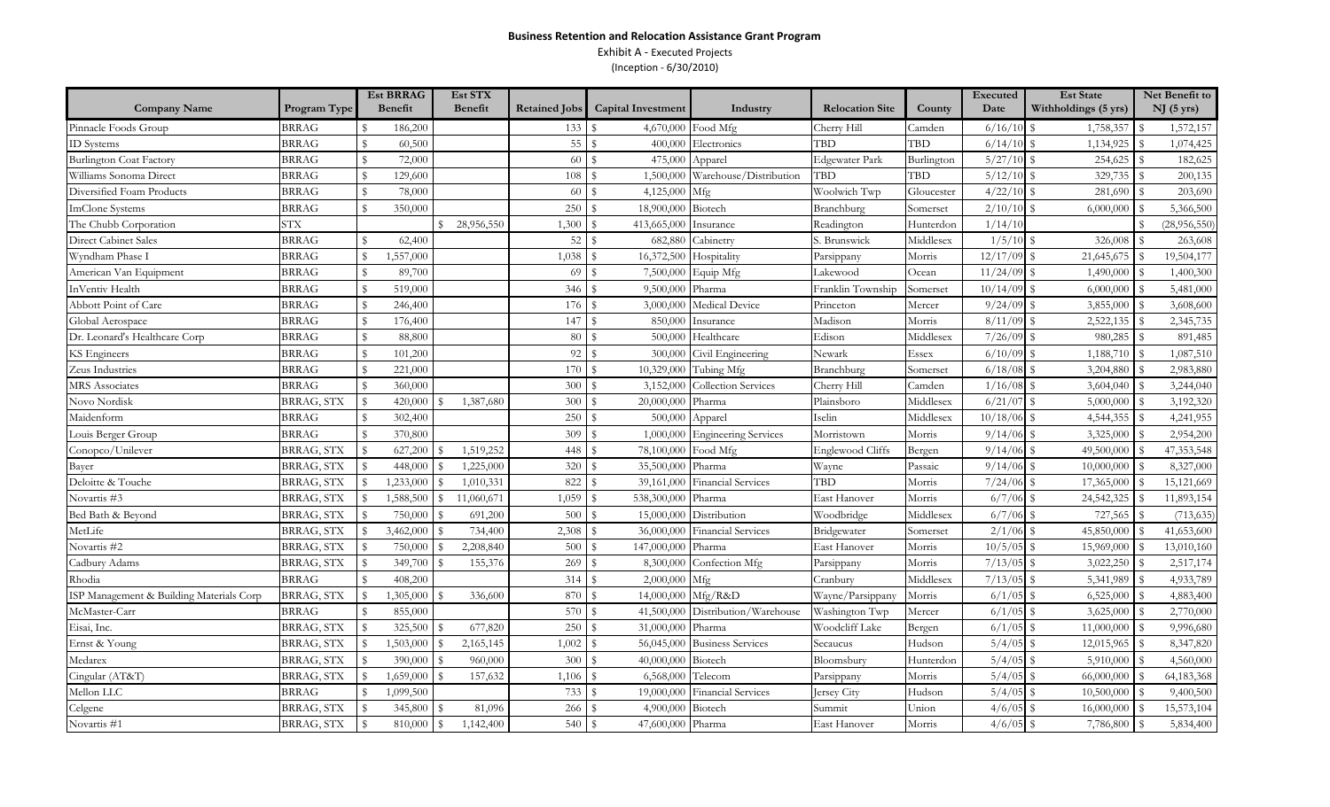# Business Retention and Relocation Assistance Grant Program

Exhibit A - Executed Projects

(Inception - 6/30/2010)

| Company Name | Program Type | Est BRRAG Benefit | Est STX Benefit | Retained Jobs | Capital Investment | Industry | Relocation Site | County | Executed Date | Est State Withholdings (5 yrs) | Net Benefit to NJ (5 yrs) |
|---|---|---|---|---|---|---|---|---|---|---|---|
| Pinnacle Foods Group | BRRAG | $ 186,200 | | 133 | $ 4,670,000 | Food Mfg | Cherry Hill | Camden | 6/16/10 | $ 1,758,357 | $ 1,572,157 |
| ID Systems | BRRAG | $ 60,500 | | 55 | $ 400,000 | Electronics | TBD | TBD | 6/14/10 | $ 1,134,925 | $ 1,074,425 |
| Burlington Coat Factory | BRRAG | $ 72,000 | | 60 | $ 475,000 | Apparel | Edgewater Park | Burlington | 5/27/10 | $ 254,625 | $ 182,625 |
| Williams Sonoma Direct | BRRAG | $ 129,600 | | 108 | $ 1,500,000 | Warehouse/Distribution | TBD | TBD | 5/12/10 | $ 329,735 | $ 200,135 |
| Diversified Foam Products | BRRAG | $ 78,000 | | 60 | $ 4,125,000 | Mfg | Woolwich Twp | Gloucester | 4/22/10 | $ 281,690 | $ 203,690 |
| ImClone Systems | BRRAG | $ 350,000 | | 250 | $ 18,900,000 | Biotech | Branchburg | Somerset | 2/10/10 | $ 6,000,000 | $ 5,366,500 |
| The Chubb Corporation | STX | | $ 28,956,550 | 1,300 | $ 413,665,000 | Insurance | Readington | Hunterdon | 1/14/10 | | $ (28,956,550) |
| Direct Cabinet Sales | BRRAG | $ 62,400 | | 52 | $ 682,880 | Cabinetry | S. Brunswick | Middlesex | 1/5/10 | $ 326,008 | $ 263,608 |
| Wyndham Phase I | BRRAG | $ 1,557,000 | | 1,038 | $ 16,372,500 | Hospitality | Parsippany | Morris | 12/17/09 | $ 21,645,675 | $ 19,504,177 |
| American Van Equipment | BRRAG | $ 89,700 | | 69 | $ 7,500,000 | Equip Mfg | Lakewood | Ocean | 11/24/09 | $ 1,490,000 | $ 1,400,300 |
| InVentiv Health | BRRAG | $ 519,000 | | 346 | $ 9,500,000 | Pharma | Franklin Township | Somerset | 10/14/09 | $ 6,000,000 | $ 5,481,000 |
| Abbott Point of Care | BRRAG | $ 246,400 | | 176 | $ 3,000,000 | Medical Device | Princeton | Mercer | 9/24/09 | $ 3,855,000 | $ 3,608,600 |
| Global Aerospace | BRRAG | $ 176,400 | | 147 | $ 850,000 | Insurance | Madison | Morris | 8/11/09 | $ 2,522,135 | $ 2,345,735 |
| Dr. Leonard's Healthcare Corp | BRRAG | $ 88,800 | | 80 | $ 500,000 | Healthcare | Edison | Middlesex | 7/26/09 | $ 980,285 | $ 891,485 |
| KS Engineers | BRRAG | $ 101,200 | | 92 | $ 300,000 | Civil Engineering | Newark | Essex | 6/10/09 | $ 1,188,710 | $ 1,087,510 |
| Zeus Industries | BRRAG | $ 221,000 | | 170 | $ 10,329,000 | Tubing Mfg | Branchburg | Somerset | 6/18/08 | $ 3,204,880 | $ 2,983,880 |
| MRS Associates | BRRAG | $ 360,000 | | 300 | $ 3,152,000 | Collection Services | Cherry Hill | Camden | 1/16/08 | $ 3,604,040 | $ 3,244,040 |
| Novo Nordisk | BRRAG, STX | $ 420,000 | $ 1,387,680 | 300 | $ 20,000,000 | Pharma | Plainsboro | Middlesex | 6/21/07 | $ 5,000,000 | $ 3,192,320 |
| Maidenform | BRRAG | $ 302,400 | | 250 | $ 500,000 | Apparel | Iselin | Middlesex | 10/18/06 | $ 4,544,355 | $ 4,241,955 |
| Louis Berger Group | BRRAG | $ 370,800 | | 309 | $ 1,000,000 | Engineering Services | Morristown | Morris | 9/14/06 | $ 3,325,000 | $ 2,954,200 |
| Conopco/Unilever | BRRAG, STX | $ 627,200 | $ 1,519,252 | 448 | $ 78,100,000 | Food Mfg | Englewood Cliffs | Bergen | 9/14/06 | $ 49,500,000 | $ 47,353,548 |
| Bayer | BRRAG, STX | $ 448,000 | $ 1,225,000 | 320 | $ 35,500,000 | Pharma | Wayne | Passaic | 9/14/06 | $ 10,000,000 | $ 8,327,000 |
| Deloitte & Touche | BRRAG, STX | $ 1,233,000 | $ 1,010,331 | 822 | $ 39,161,000 | Financial Services | TBD | Morris | 7/24/06 | $ 17,365,000 | $ 15,121,669 |
| Novartis #3 | BRRAG, STX | $ 1,588,500 | $ 11,060,671 | 1,059 | $ 538,300,000 | Pharma | East Hanover | Morris | 6/7/06 | $ 24,542,325 | $ 11,893,154 |
| Bed Bath & Beyond | BRRAG, STX | $ 750,000 | $ 691,200 | 500 | $ 15,000,000 | Distribution | Woodbridge | Middlesex | 6/7/06 | $ 727,565 | $ (713,635) |
| MetLife | BRRAG, STX | $ 3,462,000 | $ 734,400 | 2,308 | $ 36,000,000 | Financial Services | Bridgewater | Somerset | 2/1/06 | $ 45,850,000 | $ 41,653,600 |
| Novartis #2 | BRRAG, STX | $ 750,000 | $ 2,208,840 | 500 | $ 147,000,000 | Pharma | East Hanover | Morris | 10/5/05 | $ 15,969,000 | $ 13,010,160 |
| Cadbury Adams | BRRAG, STX | $ 349,700 | $ 155,376 | 269 | $ 8,300,000 | Confection Mfg | Parsippany | Morris | 7/13/05 | $ 3,022,250 | $ 2,517,174 |
| Rhodia | BRRAG | $ 408,200 | | 314 | $ 2,000,000 | Mfg | Cranbury | Middlesex | 7/13/05 | $ 5,341,989 | $ 4,933,789 |
| ISP Management & Building Materials Corp | BRRAG, STX | $ 1,305,000 | $ 336,600 | 870 | $ 14,000,000 | Mfg/R&D | Wayne/Parsippany | Morris | 6/1/05 | $ 6,525,000 | $ 4,883,400 |
| McMaster-Carr | BRRAG | $ 855,000 | | 570 | $ 41,500,000 | Distribution/Warehouse | Washington Twp | Mercer | 6/1/05 | $ 3,625,000 | $ 2,770,000 |
| Eisai, Inc. | BRRAG, STX | $ 325,500 | $ 677,820 | 250 | $ 31,000,000 | Pharma | Woodcliff Lake | Bergen | 6/1/05 | $ 11,000,000 | $ 9,996,680 |
| Ernst & Young | BRRAG, STX | $ 1,503,000 | $ 2,165,145 | 1,002 | $ 56,045,000 | Business Services | Secaucus | Hudson | 5/4/05 | $ 12,015,965 | $ 8,347,820 |
| Medarex | BRRAG, STX | $ 390,000 | $ 960,000 | 300 | $ 40,000,000 | Biotech | Bloomsbury | Hunterdon | 5/4/05 | $ 5,910,000 | $ 4,560,000 |
| Cingular (AT&T) | BRRAG, STX | $ 1,659,000 | $ 157,632 | 1,106 | $ 6,568,000 | Telecom | Parsippany | Morris | 5/4/05 | $ 66,000,000 | $ 64,183,368 |
| Mellon LLC | BRRAG | $ 1,099,500 | | 733 | $ 19,000,000 | Financial Services | Jersey City | Hudson | 5/4/05 | $ 10,500,000 | $ 9,400,500 |
| Celgene | BRRAG, STX | $ 345,800 | $ 81,096 | 266 | $ 4,900,000 | Biotech | Summit | Union | 4/6/05 | $ 16,000,000 | $ 15,573,104 |
| Novartis #1 | BRRAG, STX | $ 810,000 | $ 1,142,400 | 540 | $ 47,600,000 | Pharma | East Hanover | Morris | 4/6/05 | $ 7,786,800 | $ 5,834,400 |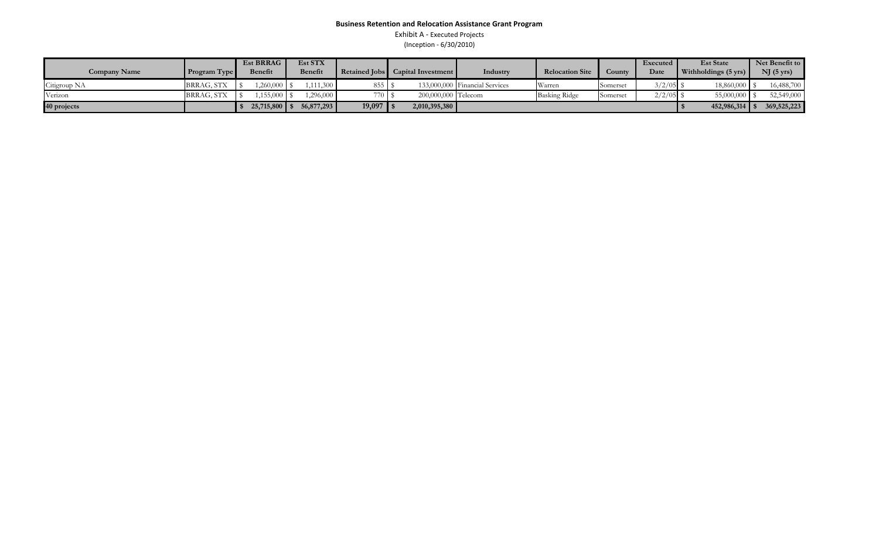**Business Retention and Relocation Assistance Grant Program**

Exhibit A - Executed Projects

(Inception - 6/30/2010)

| Company Name | Program Type | Est BRRAG Benefit | Est STX Benefit | Retained Jobs | Capital Investment | Industry | Relocation Site | County | Executed Date | Est State Withholdings (5 yrs) | Net Benefit to NJ (5 yrs) |
|---|---|---|---|---|---|---|---|---|---|---|---|
| Citigroup NA | BRRAG, STX | $ 1,260,000 | $ 1,111,300 | 855 | $ 133,000,000 | Financial Services | Warren | Somerset | 3/2/05 | $ 18,860,000 | $ 16,488,700 |
| Verizon | BRRAG, STX | $ 1,155,000 | $ 1,296,000 | 770 | $ 200,000,000 | Telecom | Basking Ridge | Somerset | 2/2/05 | $ 55,000,000 | $ 52,549,000 |
| **40 projects** | | **$ 25,715,800** | **$ 56,877,293** | **19,097** | **$ 2,010,395,380** | | | | | **$ 452,986,314** | **$ 369,525,223** |